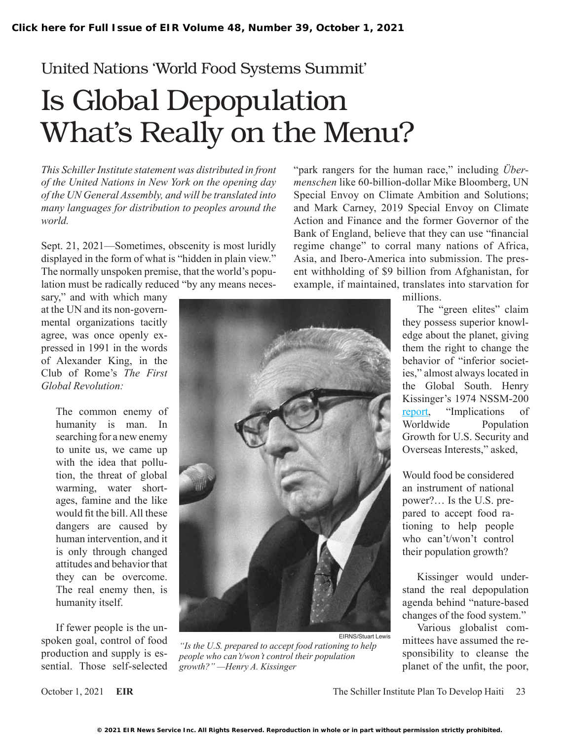## United Nations 'World Food Systems Summit'

# Is Global Depopulation What's Really on the Menu?

*This Schiller Institute statement was distributed in front of the United Nations in New York on the opening day of the UN General Assembly, and will be translated into many languages for distribution to peoples around the world.*

Sept. 21, 2021—Sometimes, obscenity is most luridly displayed in the form of what is "hidden in plain view." The normally unspoken premise, that the world's population must be radically reduced "by any means necessary," and with which many at the UN and its non-governmental organizations tacitly agree, was once openly expressed in 1991 in the words of Alexander King, in the Club of Rome's *The First Global Revolution:*

> The common enemy of humanity is man. In searching for a new enemy to unite us, we came up with the idea that pollution, the threat of global warming, water shortages, famine and the like would fit the bill. All these dangers are caused by human intervention, and it is only through changed attitudes and behavior that they can be overcome. The real enemy then, is humanity itself.

If fewer people is the unspoken goal, control of food production and supply is essential. Those self-selected "park rangers for the human race," including *Übermenschen* like 60-billion-dollar Mike Bloomberg, UN Special Envoy on Climate Ambition and Solutions; and Mark Carney, 2019 Special Envoy on Climate Action and Finance and the former Governor of the Bank of England, believe that they can use "financial regime change" to corral many nations of Africa, Asia, and Ibero-America into submission. The present withholding of $9 billion from Afghanistan, for example, if maintained, translates into starvation for millions.

EIRNS/Stuart Lewis

*"Is the U.S. prepared to accept food rationing to help people who can't/won't control their population growth?" —Henry A. Kissinger*

The "green elites" claim they possess superior knowledge about the planet, giving them the right to change the behavior of "inferior societies," almost always located in the Global South. Henry Kissinger's 1974 NSSM-200 report, "Implications of Worldwide Population Growth for U.S. Security and Overseas Interests," asked,

> Would food be considered an instrument of national power?… Is the U.S. prepared to accept food rationing to help people who can't/won't control their population growth?

Kissinger would understand the real depopulation agenda behind "nature-based changes of the food system."

Various globalist committees have assumed the responsibility to cleanse the planet of the unfit, the poor,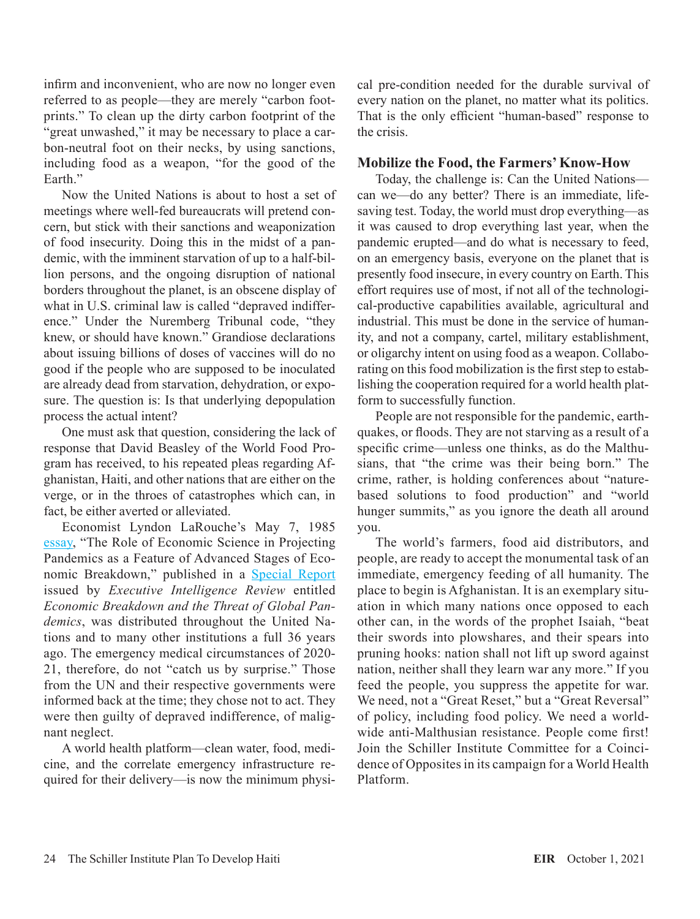infirm and inconvenient, who are now no longer even referred to as people—they are merely "carbon footprints." To clean up the dirty carbon footprint of the "great unwashed," it may be necessary to place a carbon-neutral foot on their necks, by using sanctions, including food as a weapon, "for the good of the Earth."

Now the United Nations is about to host a set of meetings where well-fed bureaucrats will pretend concern, but stick with their sanctions and weaponization of food insecurity. Doing this in the midst of a pandemic, with the imminent starvation of up to a half-billion persons, and the ongoing disruption of national borders throughout the planet, is an obscene display of what in U.S. criminal law is called "depraved indifference." Under the Nuremberg Tribunal code, "they knew, or should have known." Grandiose declarations about issuing billions of doses of vaccines will do no good if the people who are supposed to be inoculated are already dead from starvation, dehydration, or exposure. The question is: Is that underlying depopulation process the actual intent?

One must ask that question, considering the lack of response that David Beasley of the World Food Program has received, to his repeated pleas regarding Afghanistan, Haiti, and other nations that are either on the verge, or in the throes of catastrophes which can, in fact, be either averted or alleviated.

Economist Lyndon LaRouche's May 7, 1985 essay, "The Role of Economic Science in Projecting Pandemics as a Feature of Advanced Stages of Economic Breakdown," published in a Special Report issued by *Executive Intelligence Review* entitled *Economic Breakdown and the Threat of Global Pandemics*, was distributed throughout the United Nations and to many other institutions a full 36 years ago. The emergency medical circumstances of 2020-21, therefore, do not "catch us by surprise." Those from the UN and their respective governments were informed back at the time; they chose not to act. They were then guilty of depraved indifference, of malignant neglect.

A world health platform—clean water, food, medicine, and the correlate emergency infrastructure required for their delivery—is now the minimum physical pre-condition needed for the durable survival of every nation on the planet, no matter what its politics. That is the only efficient "human-based" response to the crisis.

## Mobilize the Food, the Farmers' Know-How

Today, the challenge is: Can the United Nations—can we—do any better? There is an immediate, life-saving test. Today, the world must drop everything—as it was caused to drop everything last year, when the pandemic erupted—and do what is necessary to feed, on an emergency basis, everyone on the planet that is presently food insecure, in every country on Earth. This effort requires use of most, if not all of the technological-productive capabilities available, agricultural and industrial. This must be done in the service of humanity, and not a company, cartel, military establishment, or oligarchy intent on using food as a weapon. Collaborating on this food mobilization is the first step to establishing the cooperation required for a world health platform to successfully function.

People are not responsible for the pandemic, earthquakes, or floods. They are not starving as a result of a specific crime—unless one thinks, as do the Malthusians, that "the crime was their being born." The crime, rather, is holding conferences about "nature-based solutions to food production" and "world hunger summits," as you ignore the death all around you.

The world's farmers, food aid distributors, and people, are ready to accept the monumental task of an immediate, emergency feeding of all humanity. The place to begin is Afghanistan. It is an exemplary situation in which many nations once opposed to each other can, in the words of the prophet Isaiah, "beat their swords into plowshares, and their spears into pruning hooks: nation shall not lift up sword against nation, neither shall they learn war any more." If you feed the people, you suppress the appetite for war. We need, not a "Great Reset," but a "Great Reversal" of policy, including food policy. We need a worldwide anti-Malthusian resistance. People come first! Join the Schiller Institute Committee for a Coincidence of Opposites in its campaign for a World Health Platform.